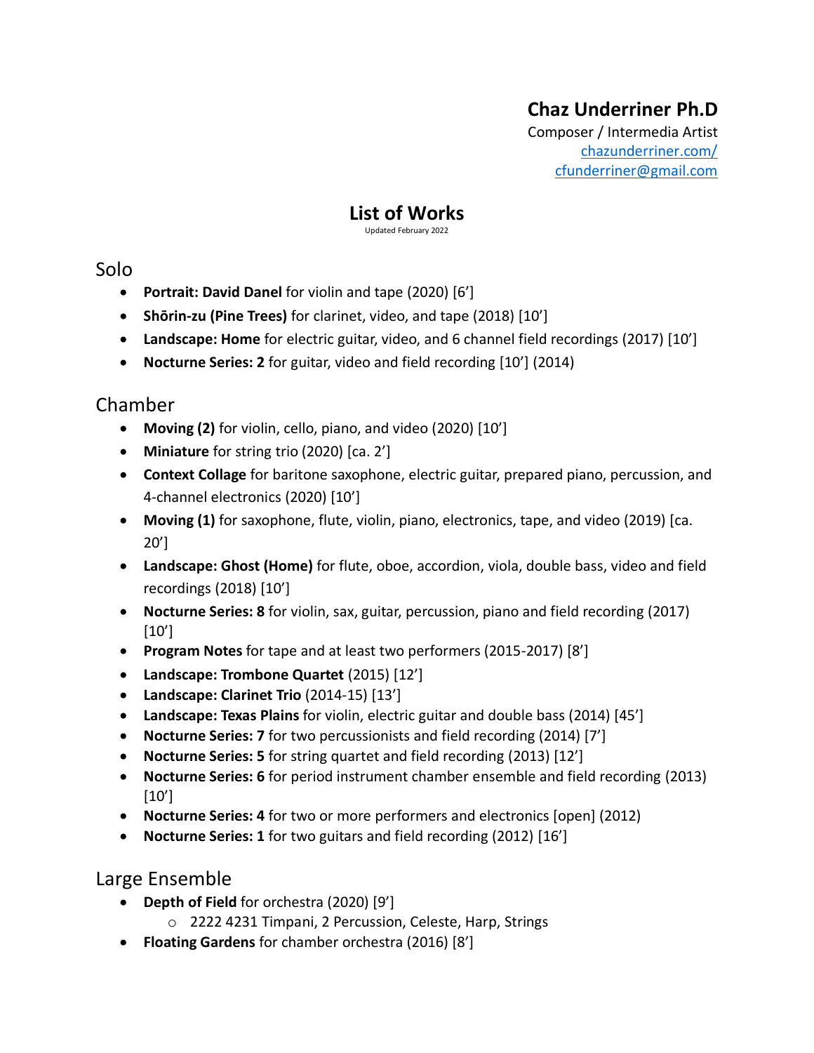# Chaz Underriner Ph.D

Composer / Intermedia Artist
[chazunderriner.com/](chazunderriner.com/)
[cfunderriner@gmail.com](mailto:cfunderriner@gmail.com)

## List of Works

Updated February 2022

### Solo

- **Portrait: David Danel** for violin and tape (2020) [6']
- **Shōrin-zu (Pine Trees)** for clarinet, video, and tape (2018) [10']
- **Landscape: Home** for electric guitar, video, and 6 channel field recordings (2017) [10']
- **Nocturne Series: 2** for guitar, video and field recording [10'] (2014)

### Chamber

- **Moving (2)** for violin, cello, piano, and video (2020) [10']
- **Miniature** for string trio (2020) [ca. 2']
- **Context Collage** for baritone saxophone, electric guitar, prepared piano, percussion, and 4-channel electronics (2020) [10']
- **Moving (1)** for saxophone, flute, violin, piano, electronics, tape, and video (2019) [ca. 20']
- **Landscape: Ghost (Home)** for flute, oboe, accordion, viola, double bass, video and field recordings (2018) [10']
- **Nocturne Series: 8** for violin, sax, guitar, percussion, piano and field recording (2017) [10']
- **Program Notes** for tape and at least two performers (2015-2017) [8']
- **Landscape: Trombone Quartet** (2015) [12']
- **Landscape: Clarinet Trio** (2014-15) [13']
- **Landscape: Texas Plains** for violin, electric guitar and double bass (2014) [45']
- **Nocturne Series: 7** for two percussionists and field recording (2014) [7']
- **Nocturne Series: 5** for string quartet and field recording (2013) [12']
- **Nocturne Series: 6** for period instrument chamber ensemble and field recording (2013) [10']
- **Nocturne Series: 4** for two or more performers and electronics [open] (2012)
- **Nocturne Series: 1** for two guitars and field recording (2012) [16']

### Large Ensemble

- **Depth of Field** for orchestra (2020) [9']
  - 2222 4231 Timpani, 2 Percussion, Celeste, Harp, Strings
- **Floating Gardens** for chamber orchestra (2016) [8']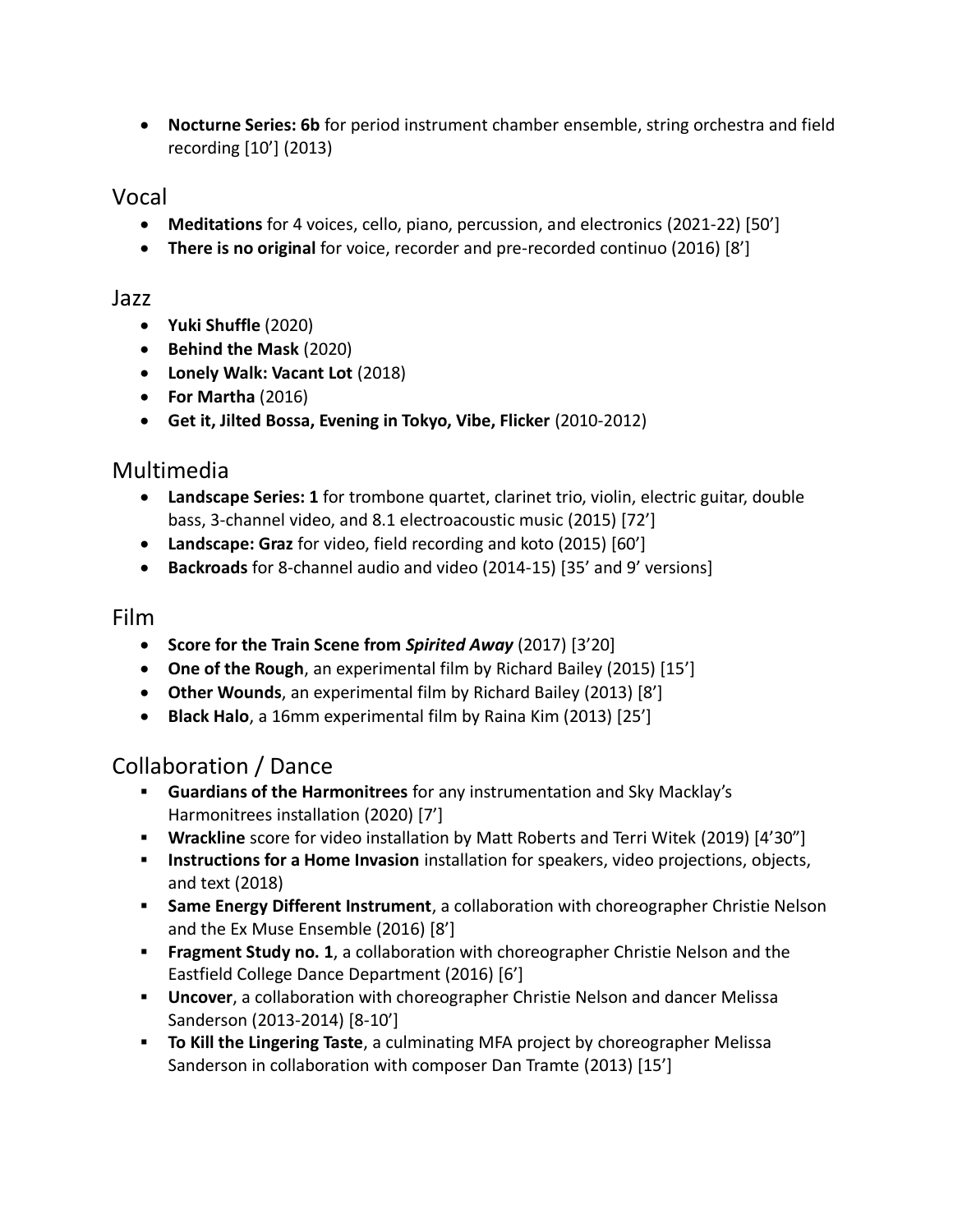- **Nocturne Series: 6b** for period instrument chamber ensemble, string orchestra and field recording [10'] (2013)

## Vocal

- **Meditations** for 4 voices, cello, piano, percussion, and electronics (2021-22) [50']
- **There is no original** for voice, recorder and pre-recorded continuo (2016) [8']

## Jazz

- **Yuki Shuffle** (2020)
- **Behind the Mask** (2020)
- **Lonely Walk: Vacant Lot** (2018)
- **For Martha** (2016)
- **Get it, Jilted Bossa, Evening in Tokyo, Vibe, Flicker** (2010-2012)

## Multimedia

- **Landscape Series: 1** for trombone quartet, clarinet trio, violin, electric guitar, double bass, 3-channel video, and 8.1 electroacoustic music (2015) [72']
- **Landscape: Graz** for video, field recording and koto (2015) [60']
- **Backroads** for 8-channel audio and video (2014-15) [35' and 9' versions]

## Film

- **Score for the Train Scene from *Spirited Away*** (2017) [3'20]
- **One of the Rough**, an experimental film by Richard Bailey (2015) [15']
- **Other Wounds**, an experimental film by Richard Bailey (2013) [8']
- **Black Halo**, a 16mm experimental film by Raina Kim (2013) [25']

## Collaboration / Dance

- **Guardians of the Harmonitrees** for any instrumentation and Sky Macklay's Harmonitrees installation (2020) [7']
- **Wrackline** score for video installation by Matt Roberts and Terri Witek (2019) [4'30"]
- **Instructions for a Home Invasion** installation for speakers, video projections, objects, and text (2018)
- **Same Energy Different Instrument**, a collaboration with choreographer Christie Nelson and the Ex Muse Ensemble (2016) [8']
- **Fragment Study no. 1**, a collaboration with choreographer Christie Nelson and the Eastfield College Dance Department (2016) [6']
- **Uncover**, a collaboration with choreographer Christie Nelson and dancer Melissa Sanderson (2013-2014) [8-10']
- **To Kill the Lingering Taste**, a culminating MFA project by choreographer Melissa Sanderson in collaboration with composer Dan Tramte (2013) [15']